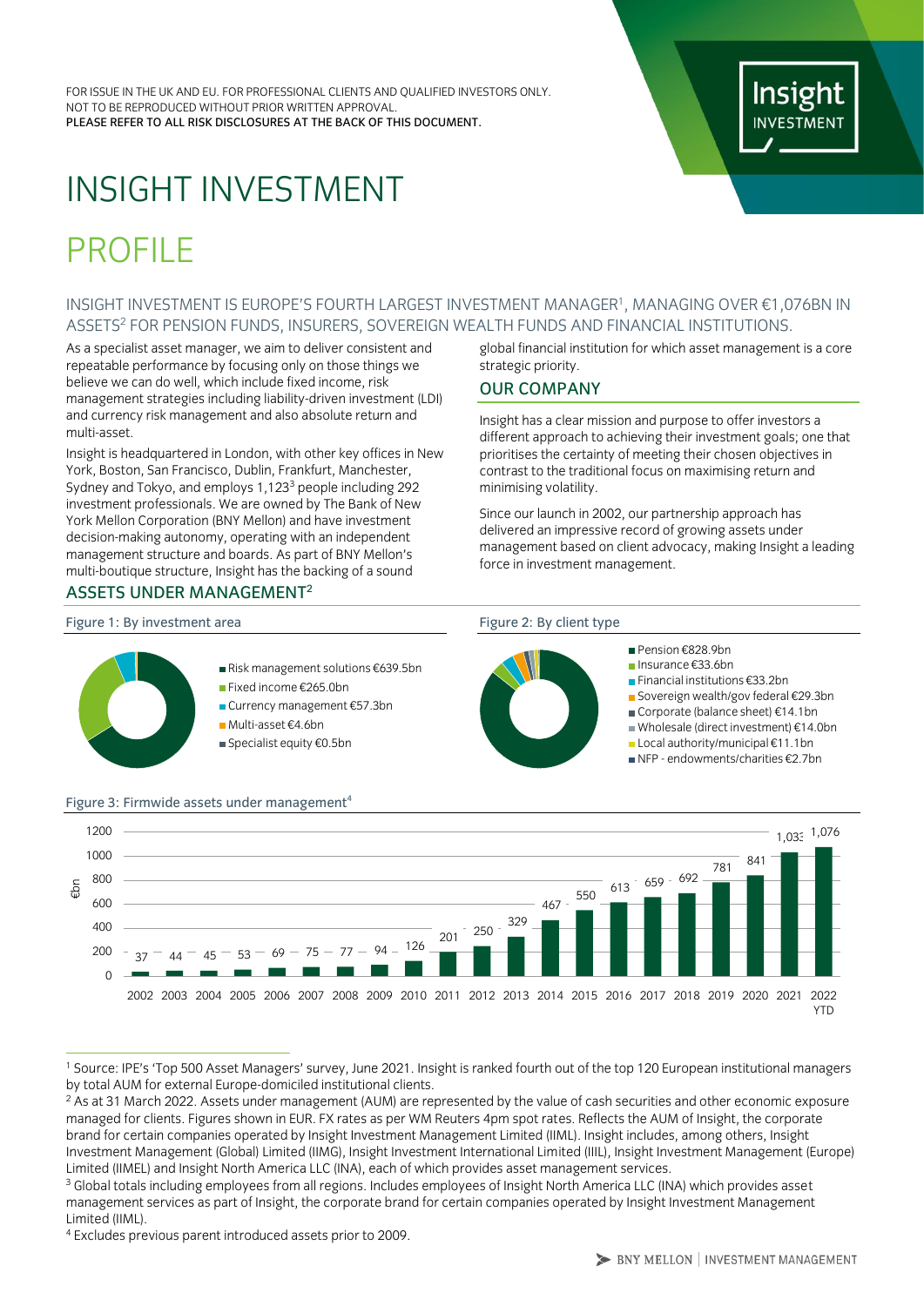FOR ISSUE IN THE UK AND EU. FOR PROFESSIONAL CLIENTS AND QUALIFIED INVESTORS ONLY.
NOT TO BE REPRODUCED WITHOUT PRIOR WRITTEN APPROVAL.
PLEASE REFER TO ALL RISK DISCLOSURES AT THE BACK OF THIS DOCUMENT.

# INSIGHT INVESTMENT

# PROFILE

INSIGHT INVESTMENT IS EUROPE'S FOURTH LARGEST INVESTMENT MANAGER[1], MANAGING OVER €1,076BN IN ASSETS[2] FOR PENSION FUNDS, INSURERS, SOVEREIGN WEALTH FUNDS AND FINANCIAL INSTITUTIONS.

As a specialist asset manager, we aim to deliver consistent and repeatable performance by focusing only on those things we believe we can do well, which include fixed income, risk management strategies including liability-driven investment (LDI) and currency risk management and also absolute return and multi-asset.

Insight is headquartered in London, with other key offices in New York, Boston, San Francisco, Dublin, Frankfurt, Manchester, Sydney and Tokyo, and employs 1,123[3] people including 292 investment professionals. We are owned by The Bank of New York Mellon Corporation (BNY Mellon) and have investment decision-making autonomy, operating with an independent management structure and boards. As part of BNY Mellon's multi-boutique structure, Insight has the backing of a sound global financial institution for which asset management is a core strategic priority.

## OUR COMPANY

Insight has a clear mission and purpose to offer investors a different approach to achieving their investment goals; one that prioritises the certainty of meeting their chosen objectives in contrast to the traditional focus on maximising return and minimising volatility.

Since our launch in 2002, our partnership approach has delivered an impressive record of growing assets under management based on client advocacy, making Insight a leading force in investment management.

## ASSETS UNDER MANAGEMENT[2]

Figure 1: By investment area

| Investment area | AUM |
|---|---|
| Risk management solutions | €639.5bn |
| Fixed income | €265.0bn |
| Currency management | €57.3bn |
| Multi-asset | €4.6bn |
| Specialist equity | €0.5bn |

Figure 2: By client type

| Client type | AUM |
|---|---|
| Pension | €828.9bn |
| Insurance | €33.6bn |
| Financial institutions | €33.2bn |
| Sovereign wealth/gov federal | €29.3bn |
| Corporate (balance sheet) | €14.1bn |
| Wholesale (direct investment) | €14.0bn |
| Local authority/municipal | €11.1bn |
| NFP - endowments/charities | €2.7bn |

Figure 3: Firmwide assets under management[4]

| Year | €bn |
|---|---|
| 2002 | 37 |
| 2003 | 44 |
| 2004 | 45 |
| 2005 | 53 |
| 2006 | 69 |
| 2007 | 75 |
| 2008 | 77 |
| 2009 | 94 |
| 2010 | 126 |
| 2011 | 201 |
| 2012 | 250 |
| 2013 | 329 |
| 2014 | 467 |
| 2015 | 550 |
| 2016 | 613 |
| 2017 | 659 |
| 2018 | 692 |
| 2019 | 781 |
| 2020 | 841 |
| 2021 | 1,033 |
| 2022 YTD | 1,076 |

[1] Source: IPE's 'Top 500 Asset Managers' survey, June 2021. Insight is ranked fourth out of the top 120 European institutional managers by total AUM for external Europe-domiciled institutional clients.

[2] As at 31 March 2022. Assets under management (AUM) are represented by the value of cash securities and other economic exposure managed for clients. Figures shown in EUR. FX rates as per WM Reuters 4pm spot rates. Reflects the AUM of Insight, the corporate brand for certain companies operated by Insight Investment Management Limited (IIML). Insight includes, among others, Insight Investment Management (Global) Limited (IIMG), Insight Investment International Limited (IIIL), Insight Investment Management (Europe) Limited (IIMEL) and Insight North America LLC (INA), each of which provides asset management services.

[3] Global totals including employees from all regions. Includes employees of Insight North America LLC (INA) which provides asset management services as part of Insight, the corporate brand for certain companies operated by Insight Investment Management Limited (IIML).

[4] Excludes previous parent introduced assets prior to 2009.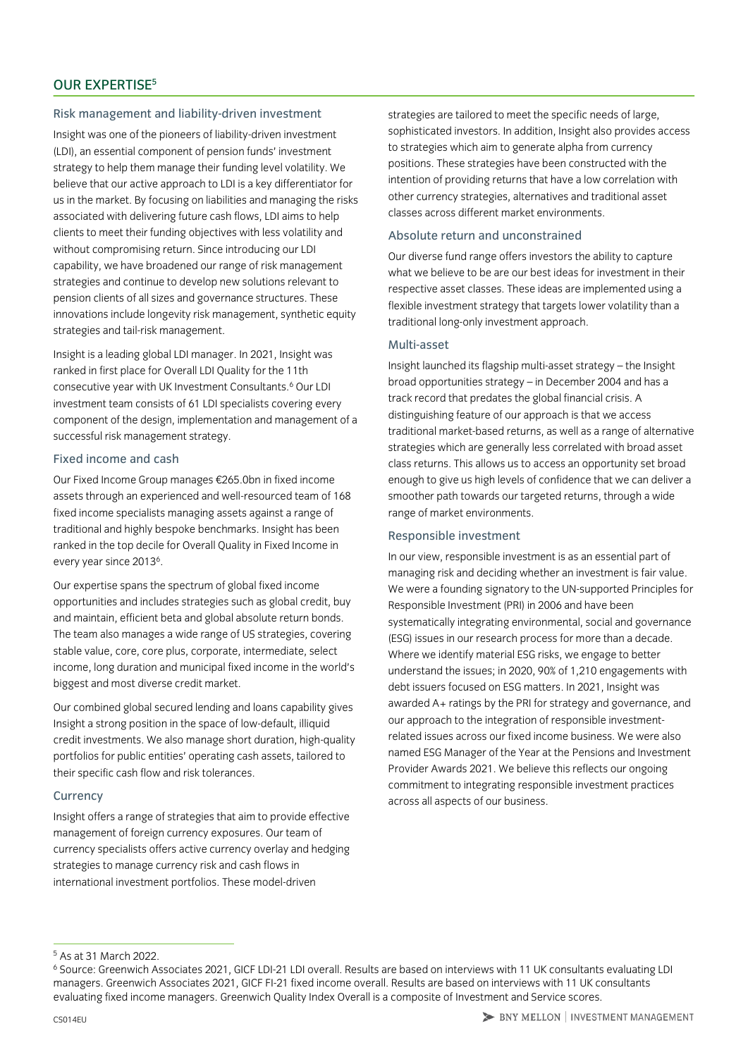## OUR EXPERTISE[5]

### Risk management and liability-driven investment

Insight was one of the pioneers of liability-driven investment (LDI), an essential component of pension funds' investment strategy to help them manage their funding level volatility. We believe that our active approach to LDI is a key differentiator for us in the market. By focusing on liabilities and managing the risks associated with delivering future cash flows, LDI aims to help clients to meet their funding objectives with less volatility and without compromising return. Since introducing our LDI capability, we have broadened our range of risk management strategies and continue to develop new solutions relevant to pension clients of all sizes and governance structures. These innovations include longevity risk management, synthetic equity strategies and tail-risk management.

Insight is a leading global LDI manager. In 2021, Insight was ranked in first place for Overall LDI Quality for the 11th consecutive year with UK Investment Consultants.[6] Our LDI investment team consists of 61 LDI specialists covering every component of the design, implementation and management of a successful risk management strategy.

### Fixed income and cash

Our Fixed Income Group manages €265.0bn in fixed income assets through an experienced and well-resourced team of 168 fixed income specialists managing assets against a range of traditional and highly bespoke benchmarks. Insight has been ranked in the top decile for Overall Quality in Fixed Income in every year since 2013[6].

Our expertise spans the spectrum of global fixed income opportunities and includes strategies such as global credit, buy and maintain, efficient beta and global absolute return bonds. The team also manages a wide range of US strategies, covering stable value, core, core plus, corporate, intermediate, select income, long duration and municipal fixed income in the world's biggest and most diverse credit market.

Our combined global secured lending and loans capability gives Insight a strong position in the space of low-default, illiquid credit investments. We also manage short duration, high-quality portfolios for public entities' operating cash assets, tailored to their specific cash flow and risk tolerances.

### Currency

Insight offers a range of strategies that aim to provide effective management of foreign currency exposures. Our team of currency specialists offers active currency overlay and hedging strategies to manage currency risk and cash flows in international investment portfolios. These model-driven strategies are tailored to meet the specific needs of large, sophisticated investors. In addition, Insight also provides access to strategies which aim to generate alpha from currency positions. These strategies have been constructed with the intention of providing returns that have a low correlation with other currency strategies, alternatives and traditional asset classes across different market environments.

### Absolute return and unconstrained

Our diverse fund range offers investors the ability to capture what we believe to be are our best ideas for investment in their respective asset classes. These ideas are implemented using a flexible investment strategy that targets lower volatility than a traditional long-only investment approach.

### Multi-asset

Insight launched its flagship multi-asset strategy – the Insight broad opportunities strategy – in December 2004 and has a track record that predates the global financial crisis. A distinguishing feature of our approach is that we access traditional market-based returns, as well as a range of alternative strategies which are generally less correlated with broad asset class returns. This allows us to access an opportunity set broad enough to give us high levels of confidence that we can deliver a smoother path towards our targeted returns, through a wide range of market environments.

### Responsible investment

In our view, responsible investment is as an essential part of managing risk and deciding whether an investment is fair value. We were a founding signatory to the UN-supported Principles for Responsible Investment (PRI) in 2006 and have been systematically integrating environmental, social and governance (ESG) issues in our research process for more than a decade. Where we identify material ESG risks, we engage to better understand the issues; in 2020, 90% of 1,210 engagements with debt issuers focused on ESG matters. In 2021, Insight was awarded A+ ratings by the PRI for strategy and governance, and our approach to the integration of responsible investment-related issues across our fixed income business. We were also named ESG Manager of the Year at the Pensions and Investment Provider Awards 2021. We believe this reflects our ongoing commitment to integrating responsible investment practices across all aspects of our business.

---

[5] As at 31 March 2022.

[6] Source: Greenwich Associates 2021, GICF LDI-21 LDI overall. Results are based on interviews with 11 UK consultants evaluating LDI managers. Greenwich Associates 2021, GICF FI-21 fixed income overall. Results are based on interviews with 11 UK consultants evaluating fixed income managers. Greenwich Quality Index Overall is a composite of Investment and Service scores.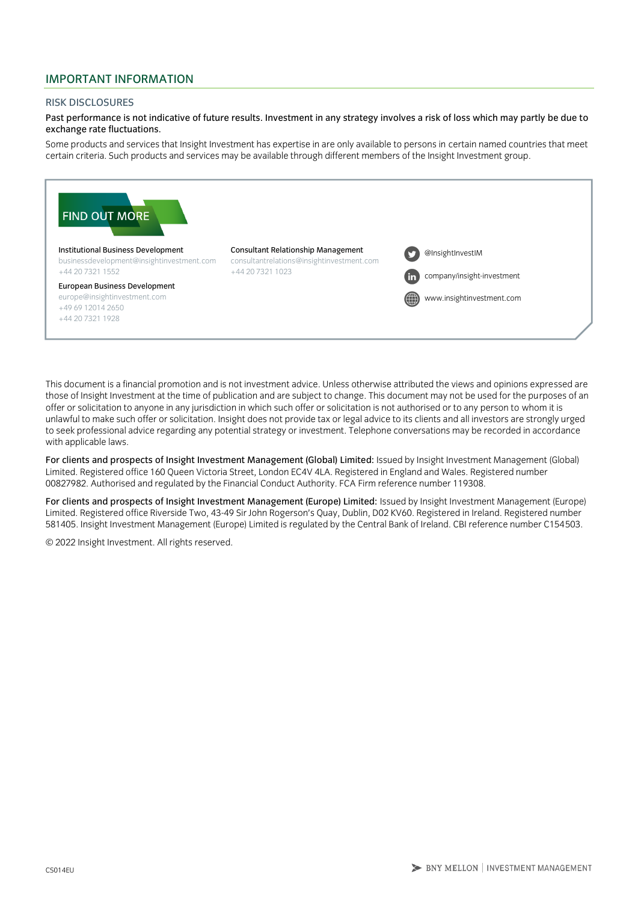## IMPORTANT INFORMATION

### RISK DISCLOSURES

**Past performance is not indicative of future results. Investment in any strategy involves a risk of loss which may partly be due to exchange rate fluctuations.**

Some products and services that Insight Investment has expertise in are only available to persons in certain named countries that meet certain criteria. Such products and services may be available through different members of the Insight Investment group.

### FIND OUT MORE

**Institutional Business Development**
businessdevelopment@insightinvestment.com
+44 20 7321 1552

**European Business Development**
europe@insightinvestment.com
+49 69 12014 2650
+44 20 7321 1928

**Consultant Relationship Management**
consultantrelations@insightinvestment.com
+44 20 7321 1023

@InsightInvestIM

company/insight-investment

www.insightinvestment.com

This document is a financial promotion and is not investment advice. Unless otherwise attributed the views and opinions expressed are those of Insight Investment at the time of publication and are subject to change. This document may not be used for the purposes of an offer or solicitation to anyone in any jurisdiction in which such offer or solicitation is not authorised or to any person to whom it is unlawful to make such offer or solicitation. Insight does not provide tax or legal advice to its clients and all investors are strongly urged to seek professional advice regarding any potential strategy or investment. Telephone conversations may be recorded in accordance with applicable laws.

**For clients and prospects of Insight Investment Management (Global) Limited:** Issued by Insight Investment Management (Global) Limited. Registered office 160 Queen Victoria Street, London EC4V 4LA. Registered in England and Wales. Registered number 00827982. Authorised and regulated by the Financial Conduct Authority. FCA Firm reference number 119308.

**For clients and prospects of Insight Investment Management (Europe) Limited:** Issued by Insight Investment Management (Europe) Limited. Registered office Riverside Two, 43-49 Sir John Rogerson's Quay, Dublin, D02 KV60. Registered in Ireland. Registered number 581405. Insight Investment Management (Europe) Limited is regulated by the Central Bank of Ireland. CBI reference number C154503.

© 2022 Insight Investment. All rights reserved.

CS014EU

BNY MELLON | INVESTMENT MANAGEMENT